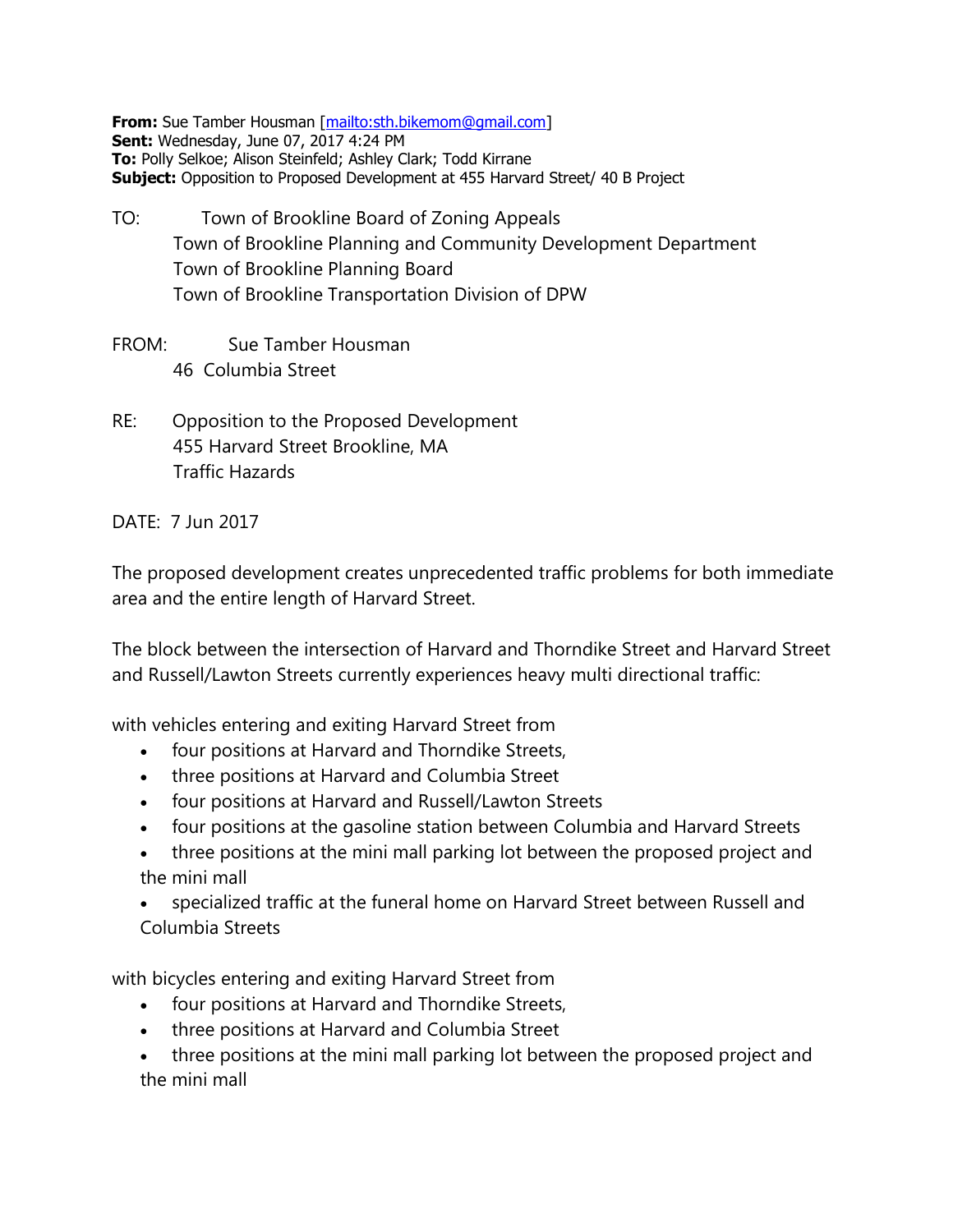**From:** Sue Tamber Housman [mailto:sth.bikemom@gmail.com]
**Sent:** Wednesday, June 07, 2017 4:24 PM
**To:** Polly Selkoe; Alison Steinfeld; Ashley Clark; Todd Kirrane
**Subject:** Opposition to Proposed Development at 455 Harvard Street/ 40 B Project

TO: Town of Brookline Board of Zoning Appeals
Town of Brookline Planning and Community Development Department
Town of Brookline Planning Board
Town of Brookline Transportation Division of DPW

FROM: Sue Tamber Housman
46 Columbia Street

RE: Opposition to the Proposed Development
455 Harvard Street Brookline, MA
Traffic Hazards

DATE: 7 Jun 2017

The proposed development creates unprecedented traffic problems for both immediate area and the entire length of Harvard Street.

The block between the intersection of Harvard and Thorndike Street and Harvard Street and Russell/Lawton Streets currently experiences heavy multi directional traffic:

with vehicles entering and exiting Harvard Street from

- four positions at Harvard and Thorndike Streets,
- three positions at Harvard and Columbia Street
- four positions at Harvard and Russell/Lawton Streets
- four positions at the gasoline station between Columbia and Harvard Streets
- three positions at the mini mall parking lot between the proposed project and the mini mall
- specialized traffic at the funeral home on Harvard Street between Russell and Columbia Streets

with bicycles entering and exiting Harvard Street from

- four positions at Harvard and Thorndike Streets,
- three positions at Harvard and Columbia Street
- three positions at the mini mall parking lot between the proposed project and the mini mall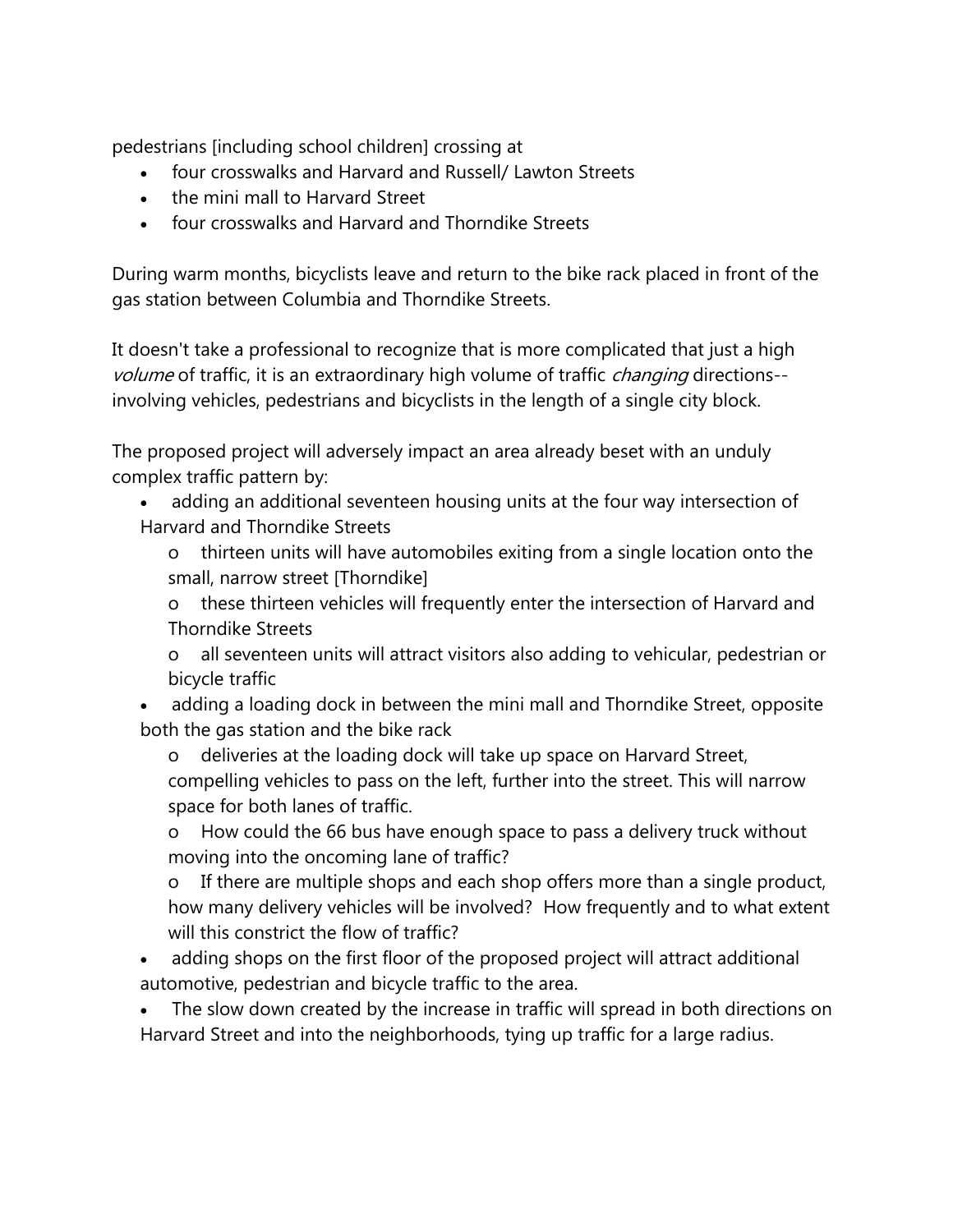pedestrians [including school children] crossing at

- four crosswalks and Harvard and Russell/ Lawton Streets
- the mini mall to Harvard Street
- four crosswalks and Harvard and Thorndike Streets

During warm months, bicyclists leave and return to the bike rack placed in front of the gas station between Columbia and Thorndike Streets.

It doesn't take a professional to recognize that is more complicated that just a high *volume* of traffic, it is an extraordinary high volume of traffic *changing* directions--involving vehicles, pedestrians and bicyclists in the length of a single city block.

The proposed project will adversely impact an area already beset with an unduly complex traffic pattern by:

- adding an additional seventeen housing units at the four way intersection of Harvard and Thorndike Streets
    - thirteen units will have automobiles exiting from a single location onto the small, narrow street [Thorndike]
    - these thirteen vehicles will frequently enter the intersection of Harvard and Thorndike Streets
    - all seventeen units will attract visitors also adding to vehicular, pedestrian or bicycle traffic
- adding a loading dock in between the mini mall and Thorndike Street, opposite both the gas station and the bike rack
    - deliveries at the loading dock will take up space on Harvard Street, compelling vehicles to pass on the left, further into the street. This will narrow space for both lanes of traffic.
    - How could the 66 bus have enough space to pass a delivery truck without moving into the oncoming lane of traffic?
    - If there are multiple shops and each shop offers more than a single product, how many delivery vehicles will be involved? How frequently and to what extent will this constrict the flow of traffic?
- adding shops on the first floor of the proposed project will attract additional automotive, pedestrian and bicycle traffic to the area.
- The slow down created by the increase in traffic will spread in both directions on Harvard Street and into the neighborhoods, tying up traffic for a large radius.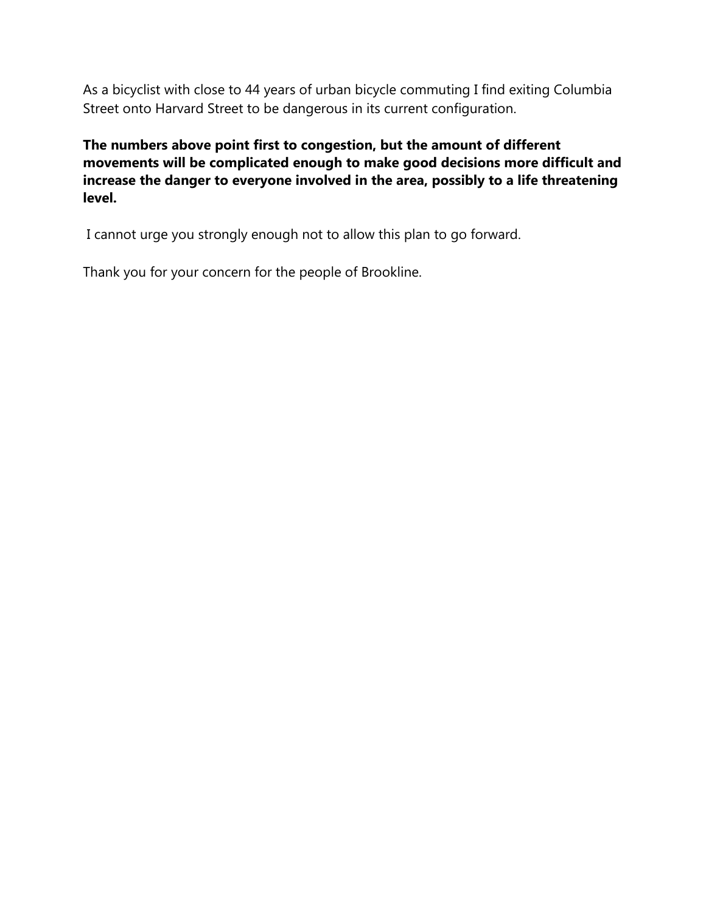As a bicyclist with close to 44 years of urban bicycle commuting I find exiting Columbia Street onto Harvard Street to be dangerous in its current configuration.

**The numbers above point first to congestion, but the amount of different movements will be complicated enough to make good decisions more difficult and increase the danger to everyone involved in the area, possibly to a life threatening level.**

I cannot urge you strongly enough not to allow this plan to go forward.

Thank you for your concern for the people of Brookline.